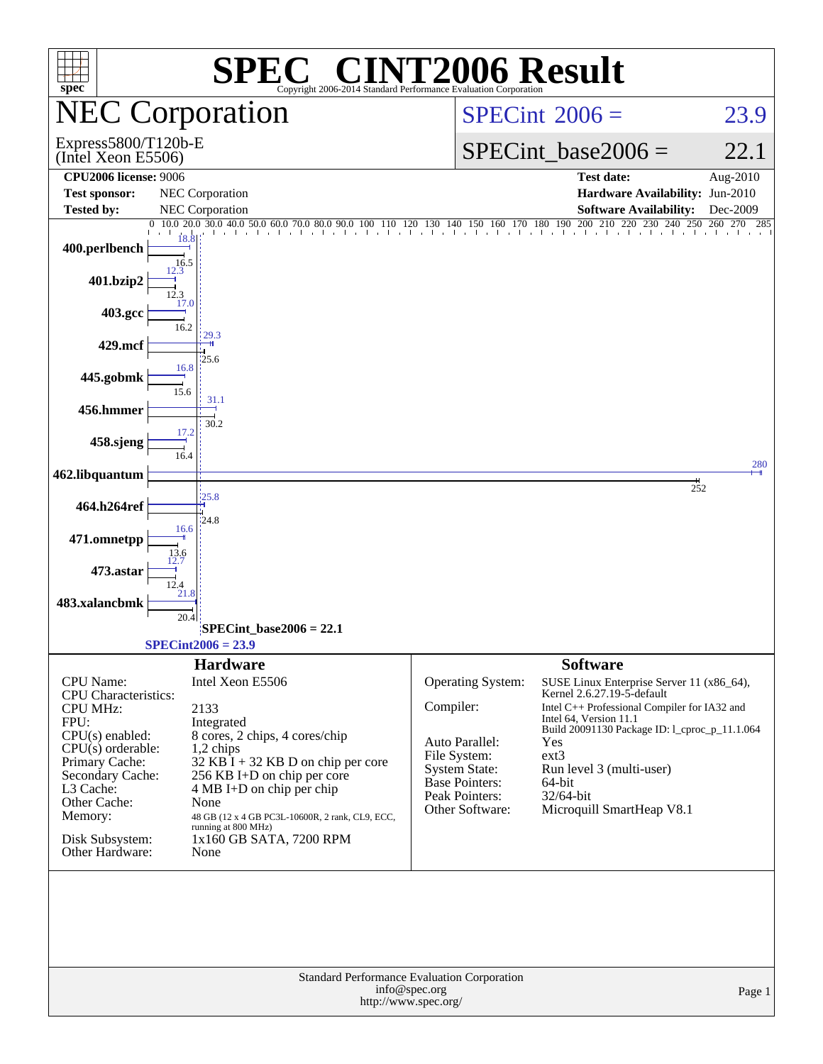# SPEC® CINT2006 Result

Copyright 2006-2014 Standard Performance Evaluation Corporation

## NEC Corporation

Express5800/T120b-E
(Intel Xeon E5506)

SPECint® 2006 = 23.9

SPECint_base2006 = 22.1

| | | | |
|---|---|---|---|
| **CPU2006 license:** 9006 | | **Test date:** | Aug-2010 |
| **Test sponsor:** | NEC Corporation | **Hardware Availability:** | Jun-2010 |
| **Tested by:** | NEC Corporation | **Software Availability:** | Dec-2009 |

| Benchmark | Peak | Base |
|---|---|---|
| 400.perlbench | 18.8 | 16.5 |
| 401.bzip2 | 12.3 | 12.3 |
| 403.gcc | 17.0 | 16.2 |
| 429.mcf | 29.3 | 25.6 |
| 445.gobmk | 16.8 | 15.6 |
| 456.hmmer | 31.1 | 30.2 |
| 458.sjeng | 17.2 | 16.4 |
| 462.libquantum | 280 | 252 |
| 464.h264ref | 25.8 | 24.8 |
| 471.omnetpp | 16.6 | 13.6 |
| 473.astar | 12.7 | 12.4 |
| 483.xalancbmk | 21.8 | 20.4 |

SPECint_base2006 = 22.1

SPECint2006 = 23.9

### Hardware

| | |
|---|---|
| CPU Name: | Intel Xeon E5506 |
| CPU Characteristics: | |
| CPU MHz: | 2133 |
| FPU: | Integrated |
| CPU(s) enabled: | 8 cores, 2 chips, 4 cores/chip |
| CPU(s) orderable: | 1,2 chips |
| Primary Cache: | 32 KB I + 32 KB D on chip per core |
| Secondary Cache: | 256 KB I+D on chip per core |
| L3 Cache: | 4 MB I+D on chip per chip |
| Other Cache: | None |
| Memory: | 48 GB (12 x 4 GB PC3L-10600R, 2 rank, CL9, ECC, running at 800 MHz) |
| Disk Subsystem: | 1x160 GB SATA, 7200 RPM |
| Other Hardware: | None |

### Software

| | |
|---|---|
| Operating System: | SUSE Linux Enterprise Server 11 (x86_64), Kernel 2.6.27.19-5-default |
| Compiler: | Intel C++ Professional Compiler for IA32 and Intel 64, Version 11.1 Build 20091130 Package ID: l_cproc_p_11.1.064 |
| Auto Parallel: | Yes |
| File System: | ext3 |
| System State: | Run level 3 (multi-user) |
| Base Pointers: | 64-bit |
| Peak Pointers: | 32/64-bit |
| Other Software: | Microquill SmartHeap V8.1 |

Standard Performance Evaluation Corporation
info@spec.org
http://www.spec.org/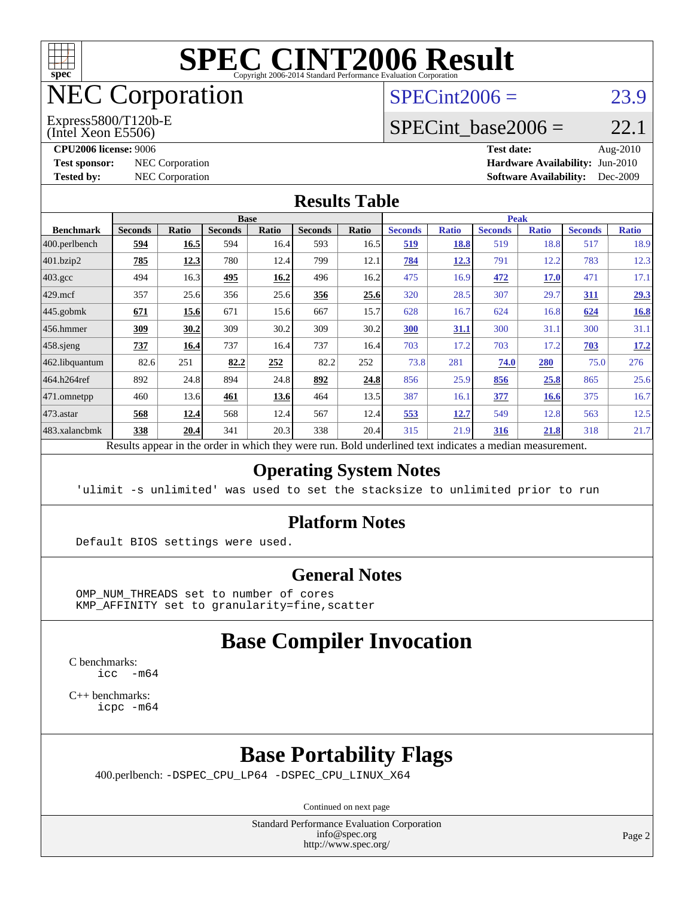# SPEC CINT2006 Result

Copyright 2006-2014 Standard Performance Evaluation Corporation

# NEC Corporation

Express5800/T120b-E (Intel Xeon E5506)

SPECint2006 = 23.9

SPECint_base2006 = 22.1

**CPU2006 license:** 9006
**Test sponsor:** NEC Corporation
**Tested by:** NEC Corporation
**Test date:** Aug-2010
**Hardware Availability:** Jun-2010
**Software Availability:** Dec-2009

## Results Table

| Benchmark | Base | | | | | | Peak | | | | | |
|---|---|---|---|---|---|---|---|---|---|---|---|---|
| | Seconds | Ratio | Seconds | Ratio | Seconds | Ratio | Seconds | Ratio | Seconds | Ratio | Seconds | Ratio |
| 400.perlbench | **594** | **16.5** | 594 | 16.4 | 593 | 16.5 | **519** | **18.8** | 519 | 18.8 | 517 | 18.9 |
| 401.bzip2 | **785** | **12.3** | 780 | 12.4 | 799 | 12.1 | **784** | **12.3** | 791 | 12.2 | 783 | 12.3 |
| 403.gcc | 494 | 16.3 | **495** | **16.2** | 496 | 16.2 | 475 | 16.9 | **472** | **17.0** | 471 | 17.1 |
| 429.mcf | 357 | 25.6 | 356 | 25.6 | **356** | **25.6** | 320 | 28.5 | 307 | 29.7 | **311** | **29.3** |
| 445.gobmk | **671** | **15.6** | 671 | 15.6 | 667 | 15.7 | 628 | 16.7 | 624 | 16.8 | **624** | **16.8** |
| 456.hmmer | **309** | **30.2** | 309 | 30.2 | 309 | 30.2 | **300** | **31.1** | 300 | 31.1 | 300 | 31.1 |
| 458.sjeng | **737** | **16.4** | 737 | 16.4 | 737 | 16.4 | 703 | 17.2 | 703 | 17.2 | **703** | **17.2** |
| 462.libquantum | 82.6 | 251 | **82.2** | **252** | 82.2 | 252 | 73.8 | 281 | **74.0** | **280** | 75.0 | 276 |
| 464.h264ref | 892 | 24.8 | 894 | 24.8 | **892** | **24.8** | 856 | 25.9 | **856** | **25.8** | 865 | 25.6 |
| 471.omnetpp | 460 | 13.6 | **461** | **13.6** | 464 | 13.5 | 387 | 16.1 | **377** | **16.6** | 375 | 16.7 |
| 473.astar | **568** | **12.4** | 568 | 12.4 | 567 | 12.4 | **553** | **12.7** | 549 | 12.8 | 563 | 12.5 |
| 483.xalancbmk | **338** | **20.4** | 341 | 20.3 | 338 | 20.4 | 315 | 21.9 | **316** | **21.8** | 318 | 21.7 |

Results appear in the order in which they were run. Bold underlined text indicates a median measurement.

## Operating System Notes

```
'ulimit -s unlimited' was used to set the stacksize to unlimited prior to run
```

## Platform Notes

```
Default BIOS settings were used.
```

## General Notes

```
OMP_NUM_THREADS set to number of cores
KMP_AFFINITY set to granularity=fine,scatter
```

## Base Compiler Invocation

C benchmarks:
```
icc  -m64
```

C++ benchmarks:
```
icpc -m64
```

## Base Portability Flags

400.perlbench: -DSPEC_CPU_LP64 -DSPEC_CPU_LINUX_X64

Continued on next page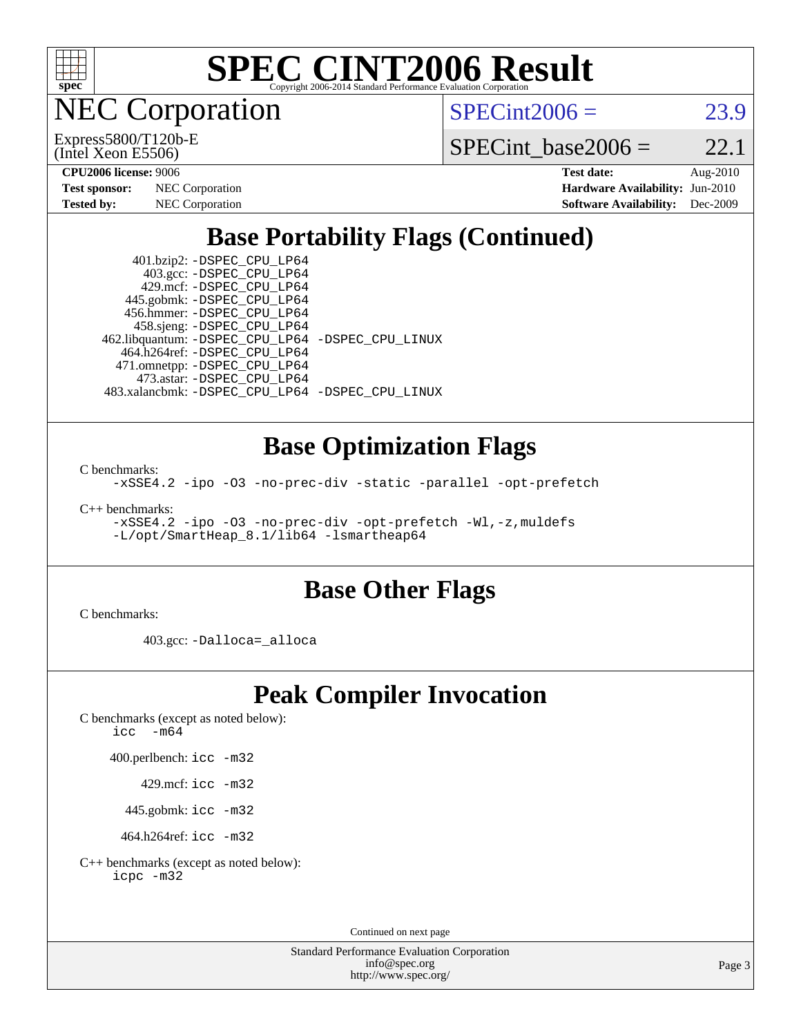# SPEC CINT2006 Result

## NEC Corporation

Express5800/T120b-E (Intel Xeon E5506)

SPECint2006 = 23.9

SPECint_base2006 = 22.1

**CPU2006 license:** 9006
**Test sponsor:** NEC Corporation
**Tested by:** NEC Corporation

**Test date:** Aug-2010
**Hardware Availability:** Jun-2010
**Software Availability:** Dec-2009

## Base Portability Flags (Continued)

401.bzip2: -DSPEC_CPU_LP64
403.gcc: -DSPEC_CPU_LP64
429.mcf: -DSPEC_CPU_LP64
445.gobmk: -DSPEC_CPU_LP64
456.hmmer: -DSPEC_CPU_LP64
458.sjeng: -DSPEC_CPU_LP64
462.libquantum: -DSPEC_CPU_LP64 -DSPEC_CPU_LINUX
464.h264ref: -DSPEC_CPU_LP64
471.omnetpp: -DSPEC_CPU_LP64
473.astar: -DSPEC_CPU_LP64
483.xalancbmk: -DSPEC_CPU_LP64 -DSPEC_CPU_LINUX

## Base Optimization Flags

C benchmarks:
-xSSE4.2 -ipo -O3 -no-prec-div -static -parallel -opt-prefetch

C++ benchmarks:
-xSSE4.2 -ipo -O3 -no-prec-div -opt-prefetch -Wl,-z,muldefs
-L/opt/SmartHeap_8.1/lib64 -lsmartheap64

## Base Other Flags

C benchmarks:

403.gcc: -Dalloca=_alloca

## Peak Compiler Invocation

C benchmarks (except as noted below):
icc -m64

400.perlbench: icc -m32

429.mcf: icc -m32

445.gobmk: icc -m32

464.h264ref: icc -m32

C++ benchmarks (except as noted below):
icpc -m32

Continued on next page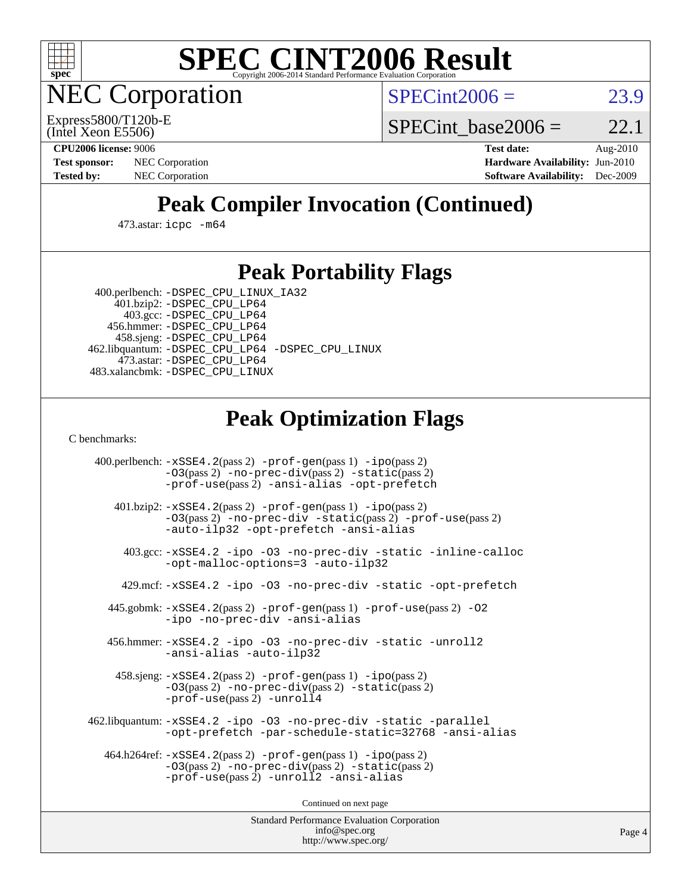# SPEC CINT2006 Result

Copyright 2006-2014 Standard Performance Evaluation Corporation

## NEC Corporation

Express5800/T120b-E
(Intel Xeon E5506)

SPECint2006 = 23.9

SPECint_base2006 = 22.1

**CPU2006 license:** 9006
**Test sponsor:** NEC Corporation
**Tested by:** NEC Corporation

**Test date:** Aug-2010
**Hardware Availability:** Jun-2010
**Software Availability:** Dec-2009

## Peak Compiler Invocation (Continued)

473.astar: `icpc -m64`

## Peak Portability Flags

400.perlbench: `-DSPEC_CPU_LINUX_IA32`
401.bzip2: `-DSPEC_CPU_LP64`
403.gcc: `-DSPEC_CPU_LP64`
456.hmmer: `-DSPEC_CPU_LP64`
458.sjeng: `-DSPEC_CPU_LP64`
462.libquantum: `-DSPEC_CPU_LP64 -DSPEC_CPU_LINUX`
473.astar: `-DSPEC_CPU_LP64`
483.xalancbmk: `-DSPEC_CPU_LINUX`

## Peak Optimization Flags

C benchmarks:

400.perlbench: `-xSSE4.2`(pass 2) `-prof-gen`(pass 1) `-ipo`(pass 2) `-O3`(pass 2) `-no-prec-div`(pass 2) `-static`(pass 2) `-prof-use`(pass 2) `-ansi-alias -opt-prefetch`

401.bzip2: `-xSSE4.2`(pass 2) `-prof-gen`(pass 1) `-ipo`(pass 2) `-O3`(pass 2) `-no-prec-div -static`(pass 2) `-prof-use`(pass 2) `-auto-ilp32 -opt-prefetch -ansi-alias`

403.gcc: `-xSSE4.2 -ipo -O3 -no-prec-div -static -inline-calloc -opt-malloc-options=3 -auto-ilp32`

429.mcf: `-xSSE4.2 -ipo -O3 -no-prec-div -static -opt-prefetch`

445.gobmk: `-xSSE4.2`(pass 2) `-prof-gen`(pass 1) `-prof-use`(pass 2) `-O2 -ipo -no-prec-div -ansi-alias`

456.hmmer: `-xSSE4.2 -ipo -O3 -no-prec-div -static -unroll2 -ansi-alias -auto-ilp32`

458.sjeng: `-xSSE4.2`(pass 2) `-prof-gen`(pass 1) `-ipo`(pass 2) `-O3`(pass 2) `-no-prec-div`(pass 2) `-static`(pass 2) `-prof-use`(pass 2) `-unroll4`

462.libquantum: `-xSSE4.2 -ipo -O3 -no-prec-div -static -parallel -opt-prefetch -par-schedule-static=32768 -ansi-alias`

464.h264ref: `-xSSE4.2`(pass 2) `-prof-gen`(pass 1) `-ipo`(pass 2) `-O3`(pass 2) `-no-prec-div`(pass 2) `-static`(pass 2) `-prof-use`(pass 2) `-unroll2 -ansi-alias`

Continued on next page

Standard Performance Evaluation Corporation
info@spec.org
http://www.spec.org/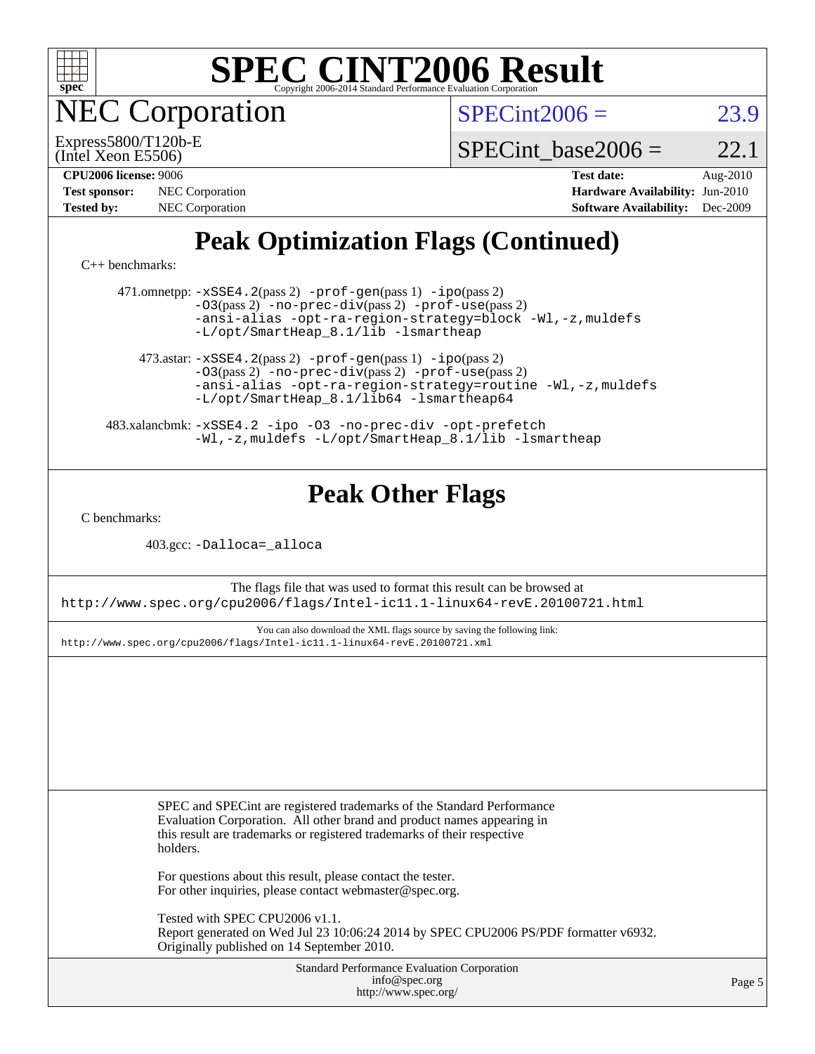# SPEC CINT2006 Result

Copyright 2006-2014 Standard Performance Evaluation Corporation

## NEC Corporation

Express5800/T120b-E
(Intel Xeon E5506)

SPECint2006 = 23.9

SPECint_base2006 = 22.1

| | | | |
|---|---|---|---|
| **CPU2006 license:** 9006 | | **Test date:** | Aug-2010 |
| **Test sponsor:** | NEC Corporation | **Hardware Availability:** | Jun-2010 |
| **Tested by:** | NEC Corporation | **Software Availability:** | Dec-2009 |

## Peak Optimization Flags (Continued)

C++ benchmarks:

471.omnetpp: `-xSSE4.2`(pass 2) `-prof-gen`(pass 1) `-ipo`(pass 2) `-O3`(pass 2) `-no-prec-div`(pass 2) `-prof-use`(pass 2) `-ansi-alias -opt-ra-region-strategy=block -Wl,-z,muldefs -L/opt/SmartHeap_8.1/lib -lsmartheap`

473.astar: `-xSSE4.2`(pass 2) `-prof-gen`(pass 1) `-ipo`(pass 2) `-O3`(pass 2) `-no-prec-div`(pass 2) `-prof-use`(pass 2) `-ansi-alias -opt-ra-region-strategy=routine -Wl,-z,muldefs -L/opt/SmartHeap_8.1/lib64 -lsmartheap64`

483.xalancbmk: `-xSSE4.2 -ipo -O3 -no-prec-div -opt-prefetch -Wl,-z,muldefs -L/opt/SmartHeap_8.1/lib -lsmartheap`

## Peak Other Flags

C benchmarks:

403.gcc: `-Dalloca=_alloca`

The flags file that was used to format this result can be browsed at
http://www.spec.org/cpu2006/flags/Intel-ic11.1-linux64-revE.20100721.html

You can also download the XML flags source by saving the following link:
http://www.spec.org/cpu2006/flags/Intel-ic11.1-linux64-revE.20100721.xml

SPEC and SPECint are registered trademarks of the Standard Performance Evaluation Corporation. All other brand and product names appearing in this result are trademarks or registered trademarks of their respective holders.

For questions about this result, please contact the tester.
For other inquiries, please contact webmaster@spec.org.

Tested with SPEC CPU2006 v1.1.
Report generated on Wed Jul 23 10:06:24 2014 by SPEC CPU2006 PS/PDF formatter v6932.
Originally published on 14 September 2010.

Standard Performance Evaluation Corporation
info@spec.org
http://www.spec.org/